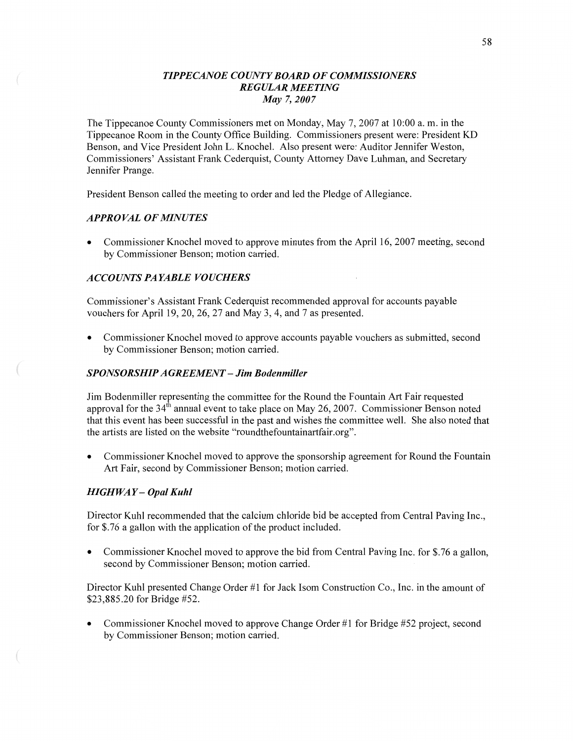# *TIPPECANOE COUNTY BOARD OF COMMISSIONERS*
## *REGULAR MEETING*
### *May 7, 2007*

The Tippecanoe County Commissioners met on Monday, May 7, 2007 at 10:00 a. m. in the Tippecanoe Room in the County Office Building. Commissioners present were: President KD Benson, and Vice President John L. Knochel. Also present were: Auditor Jennifer Weston, Commissioners' Assistant Frank Cederquist, County Attorney Dave Luhman, and Secretary Jennifer Prange.

President Benson called the meeting to order and led the Pledge of Allegiance.

### *APPROVAL OF MINUTES*

- Commissioner Knochel moved to approve minutes from the April 16, 2007 meeting, second by Commissioner Benson; motion carried.

### *ACCOUNTS PAYABLE VOUCHERS*

Commissioner's Assistant Frank Cederquist recommended approval for accounts payable vouchers for April 19, 20, 26, 27 and May 3, 4, and 7 as presented.

- Commissioner Knochel moved to approve accounts payable vouchers as submitted, second by Commissioner Benson; motion carried.

### *SPONSORSHIP AGREEMENT – Jim Bodenmiller*

Jim Bodenmiller representing the committee for the Round the Fountain Art Fair requested approval for the 34th annual event to take place on May 26, 2007. Commissioner Benson noted that this event has been successful in the past and wishes the committee well. She also noted that the artists are listed on the website "roundthefountainartfair.org".

- Commissioner Knochel moved to approve the sponsorship agreement for Round the Fountain Art Fair, second by Commissioner Benson; motion carried.

### *HIGHWAY – Opal Kuhl*

Director Kuhl recommended that the calcium chloride bid be accepted from Central Paving Inc., for $.76 a gallon with the application of the product included.

- Commissioner Knochel moved to approve the bid from Central Paving Inc. for $.76 a gallon, second by Commissioner Benson; motion carried.

Director Kuhl presented Change Order #1 for Jack Isom Construction Co., Inc. in the amount of $23,885.20 for Bridge #52.

- Commissioner Knochel moved to approve Change Order #1 for Bridge #52 project, second by Commissioner Benson; motion carried.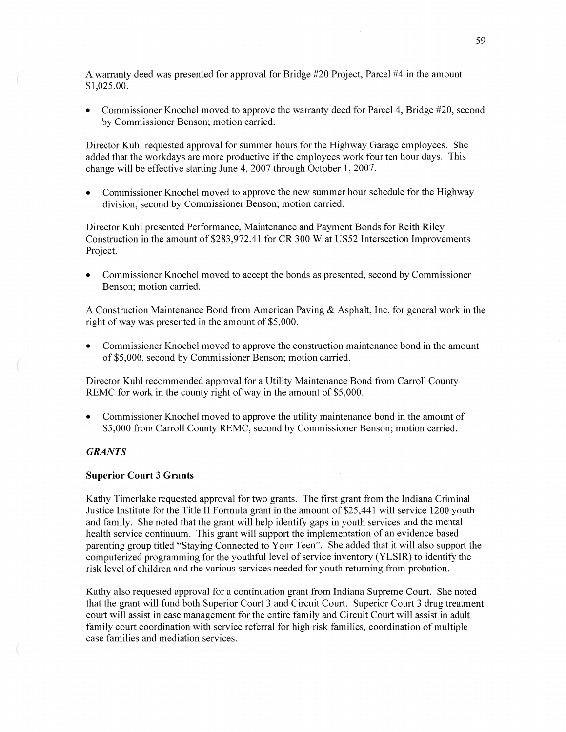A warranty deed was presented for approval for Bridge #20 Project, Parcel #4 in the amount $1,025.00.

- Commissioner Knochel moved to approve the warranty deed for Parcel 4, Bridge #20, second by Commissioner Benson; motion carried.

Director Kuhl requested approval for summer hours for the Highway Garage employees. She added that the workdays are more productive if the employees work four ten hour days. This change will be effective starting June 4, 2007 through October 1, 2007.

- Commissioner Knochel moved to approve the new summer hour schedule for the Highway division, second by Commissioner Benson; motion carried.

Director Kuhl presented Performance, Maintenance and Payment Bonds for Reith Riley Construction in the amount of $283,972.41 for CR 300 W at US52 Intersection Improvements Project.

- Commissioner Knochel moved to accept the bonds as presented, second by Commissioner Benson; motion carried.

A Construction Maintenance Bond from American Paving & Asphalt, Inc. for general work in the right of way was presented in the amount of $5,000.

- Commissioner Knochel moved to approve the construction maintenance bond in the amount of $5,000, second by Commissioner Benson; motion carried.

Director Kuhl recommended approval for a Utility Maintenance Bond from Carroll County REMC for work in the county right of way in the amount of $5,000.

- Commissioner Knochel moved to approve the utility maintenance bond in the amount of $5,000 from Carroll County REMC, second by Commissioner Benson; motion carried.

### *GRANTS*

#### Superior Court 3 Grants

Kathy Timerlake requested approval for two grants. The first grant from the Indiana Criminal Justice Institute for the Title II Formula grant in the amount of $25,441 will service 1200 youth and family. She noted that the grant will help identify gaps in youth services and the mental health service continuum. This grant will support the implementation of an evidence based parenting group titled "Staying Connected to Your Teen". She added that it will also support the computerized programming for the youthful level of service inventory (YLSIR) to identify the risk level of children and the various services needed for youth returning from probation.

Kathy also requested approval for a continuation grant from Indiana Supreme Court. She noted that the grant will fund both Superior Court 3 and Circuit Court. Superior Court 3 drug treatment court will assist in case management for the entire family and Circuit Court will assist in adult family court coordination with service referral for high risk families, coordination of multiple case families and mediation services.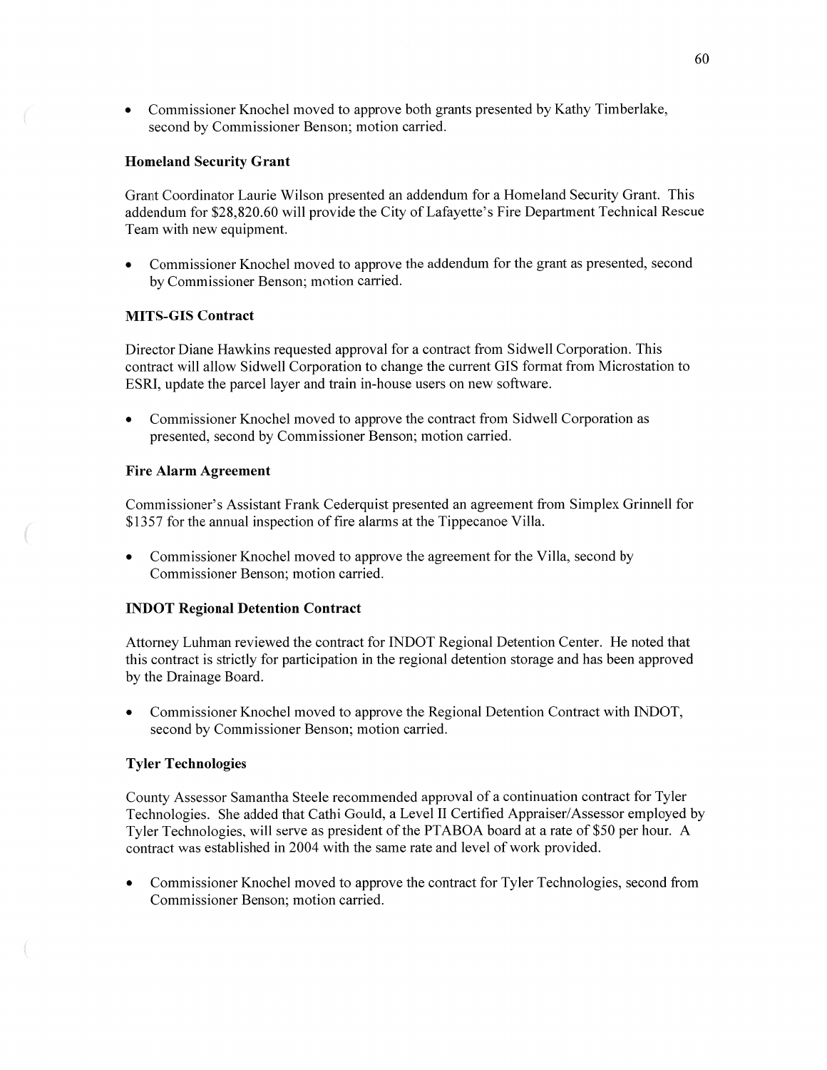- Commissioner Knochel moved to approve both grants presented by Kathy Timberlake, second by Commissioner Benson; motion carried.

**Homeland Security Grant**

Grant Coordinator Laurie Wilson presented an addendum for a Homeland Security Grant. This addendum for $28,820.60 will provide the City of Lafayette's Fire Department Technical Rescue Team with new equipment.

- Commissioner Knochel moved to approve the addendum for the grant as presented, second by Commissioner Benson; motion carried.

**MITS-GIS Contract**

Director Diane Hawkins requested approval for a contract from Sidwell Corporation. This contract will allow Sidwell Corporation to change the current GIS format from Microstation to ESRI, update the parcel layer and train in-house users on new software.

- Commissioner Knochel moved to approve the contract from Sidwell Corporation as presented, second by Commissioner Benson; motion carried.

**Fire Alarm Agreement**

Commissioner's Assistant Frank Cederquist presented an agreement from Simplex Grinnell for $1357 for the annual inspection of fire alarms at the Tippecanoe Villa.

- Commissioner Knochel moved to approve the agreement for the Villa, second by Commissioner Benson; motion carried.

**INDOT Regional Detention Contract**

Attorney Luhman reviewed the contract for INDOT Regional Detention Center. He noted that this contract is strictly for participation in the regional detention storage and has been approved by the Drainage Board.

- Commissioner Knochel moved to approve the Regional Detention Contract with INDOT, second by Commissioner Benson; motion carried.

**Tyler Technologies**

County Assessor Samantha Steele recommended approval of a continuation contract for Tyler Technologies. She added that Cathi Gould, a Level II Certified Appraiser/Assessor employed by Tyler Technologies, will serve as president of the PTABOA board at a rate of $50 per hour. A contract was established in 2004 with the same rate and level of work provided.

- Commissioner Knochel moved to approve the contract for Tyler Technologies, second from Commissioner Benson; motion carried.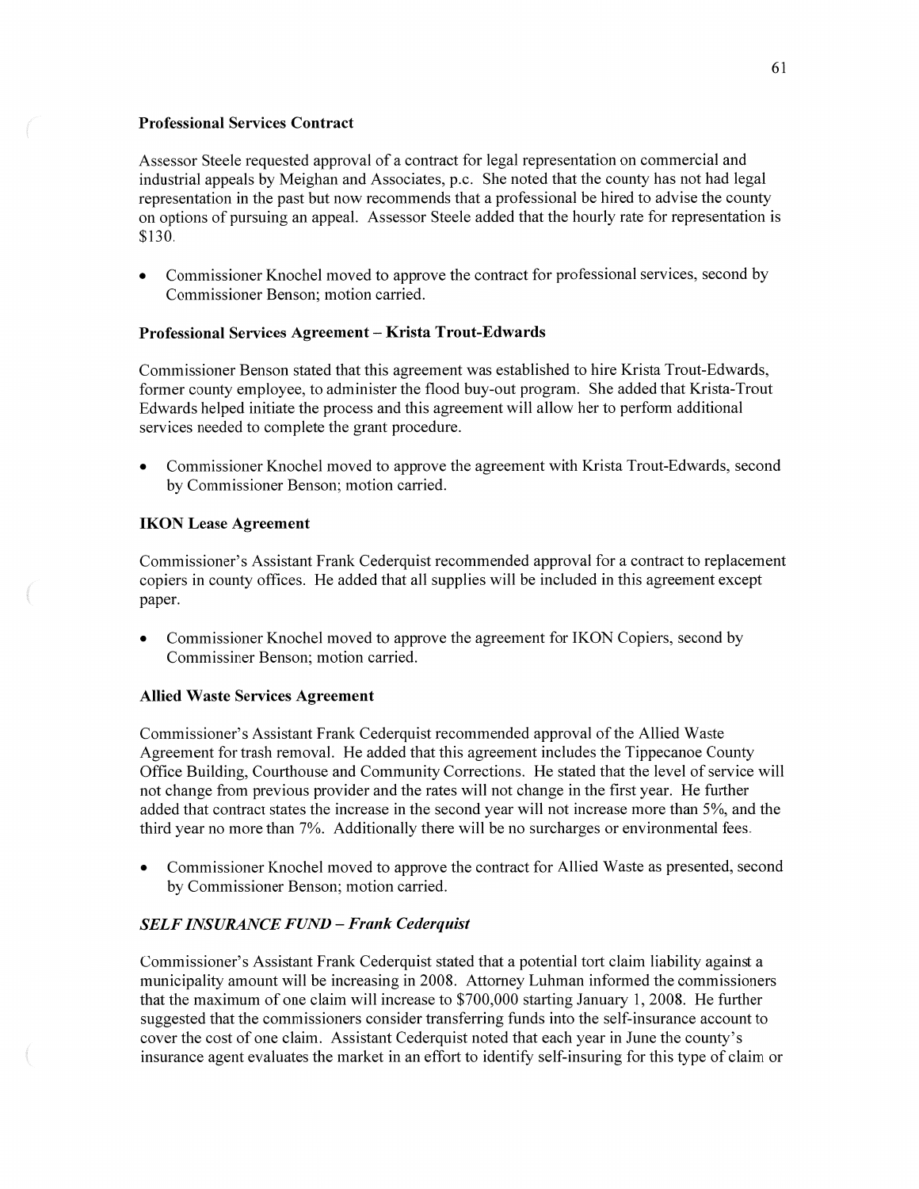### Professional Services Contract

Assessor Steele requested approval of a contract for legal representation on commercial and industrial appeals by Meighan and Associates, p.c. She noted that the county has not had legal representation in the past but now recommends that a professional be hired to advise the county on options of pursuing an appeal. Assessor Steele added that the hourly rate for representation is $130.

- Commissioner Knochel moved to approve the contract for professional services, second by Commissioner Benson; motion carried.

### Professional Services Agreement – Krista Trout-Edwards

Commissioner Benson stated that this agreement was established to hire Krista Trout-Edwards, former county employee, to administer the flood buy-out program. She added that Krista-Trout Edwards helped initiate the process and this agreement will allow her to perform additional services needed to complete the grant procedure.

- Commissioner Knochel moved to approve the agreement with Krista Trout-Edwards, second by Commissioner Benson; motion carried.

### IKON Lease Agreement

Commissioner's Assistant Frank Cederquist recommended approval for a contract to replacement copiers in county offices. He added that all supplies will be included in this agreement except paper.

- Commissioner Knochel moved to approve the agreement for IKON Copiers, second by Commissiner Benson; motion carried.

### Allied Waste Services Agreement

Commissioner's Assistant Frank Cederquist recommended approval of the Allied Waste Agreement for trash removal. He added that this agreement includes the Tippecanoe County Office Building, Courthouse and Community Corrections. He stated that the level of service will not change from previous provider and the rates will not change in the first year. He further added that contract states the increase in the second year will not increase more than 5%, and the third year no more than 7%. Additionally there will be no surcharges or environmental fees.

- Commissioner Knochel moved to approve the contract for Allied Waste as presented, second by Commissioner Benson; motion carried.

### *SELF INSURANCE FUND – Frank Cederquist*

Commissioner's Assistant Frank Cederquist stated that a potential tort claim liability against a municipality amount will be increasing in 2008. Attorney Luhman informed the commissioners that the maximum of one claim will increase to $700,000 starting January 1, 2008. He further suggested that the commissioners consider transferring funds into the self-insurance account to cover the cost of one claim. Assistant Cederquist noted that each year in June the county's insurance agent evaluates the market in an effort to identify self-insuring for this type of claim or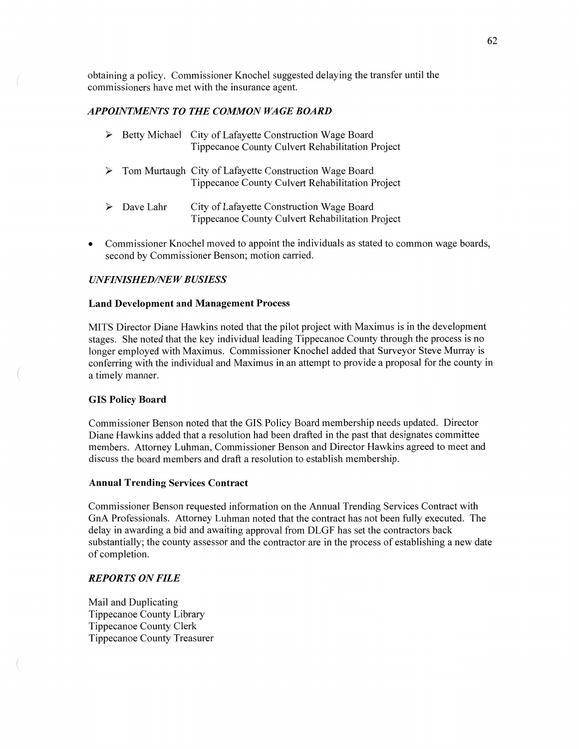obtaining a policy. Commissioner Knochel suggested delaying the transfer until the commissioners have met with the insurance agent.

### *APPOINTMENTS TO THE COMMON WAGE BOARD*

- Betty Michael — City of Lafayette Construction Wage Board
  Tippecanoe County Culvert Rehabilitation Project
- Tom Murtaugh — City of Lafayette Construction Wage Board
  Tippecanoe County Culvert Rehabilitation Project
- Dave Lahr — City of Lafayette Construction Wage Board
  Tippecanoe County Culvert Rehabilitation Project

- Commissioner Knochel moved to appoint the individuals as stated to common wage boards, second by Commissioner Benson; motion carried.

### *UNFINISHED/NEW BUSIESS*

**Land Development and Management Process**

MITS Director Diane Hawkins noted that the pilot project with Maximus is in the development stages. She noted that the key individual leading Tippecanoe County through the process is no longer employed with Maximus. Commissioner Knochel added that Surveyor Steve Murray is conferring with the individual and Maximus in an attempt to provide a proposal for the county in a timely manner.

**GIS Policy Board**

Commissioner Benson noted that the GIS Policy Board membership needs updated. Director Diane Hawkins added that a resolution had been drafted in the past that designates committee members. Attorney Luhman, Commissioner Benson and Director Hawkins agreed to meet and discuss the board members and draft a resolution to establish membership.

**Annual Trending Services Contract**

Commissioner Benson requested information on the Annual Trending Services Contract with GnA Professionals. Attorney Luhman noted that the contract has not been fully executed. The delay in awarding a bid and awaiting approval from DLGF has set the contractors back substantially; the county assessor and the contractor are in the process of establishing a new date of completion.

### *REPORTS ON FILE*

Mail and Duplicating
Tippecanoe County Library
Tippecanoe County Clerk
Tippecanoe County Treasurer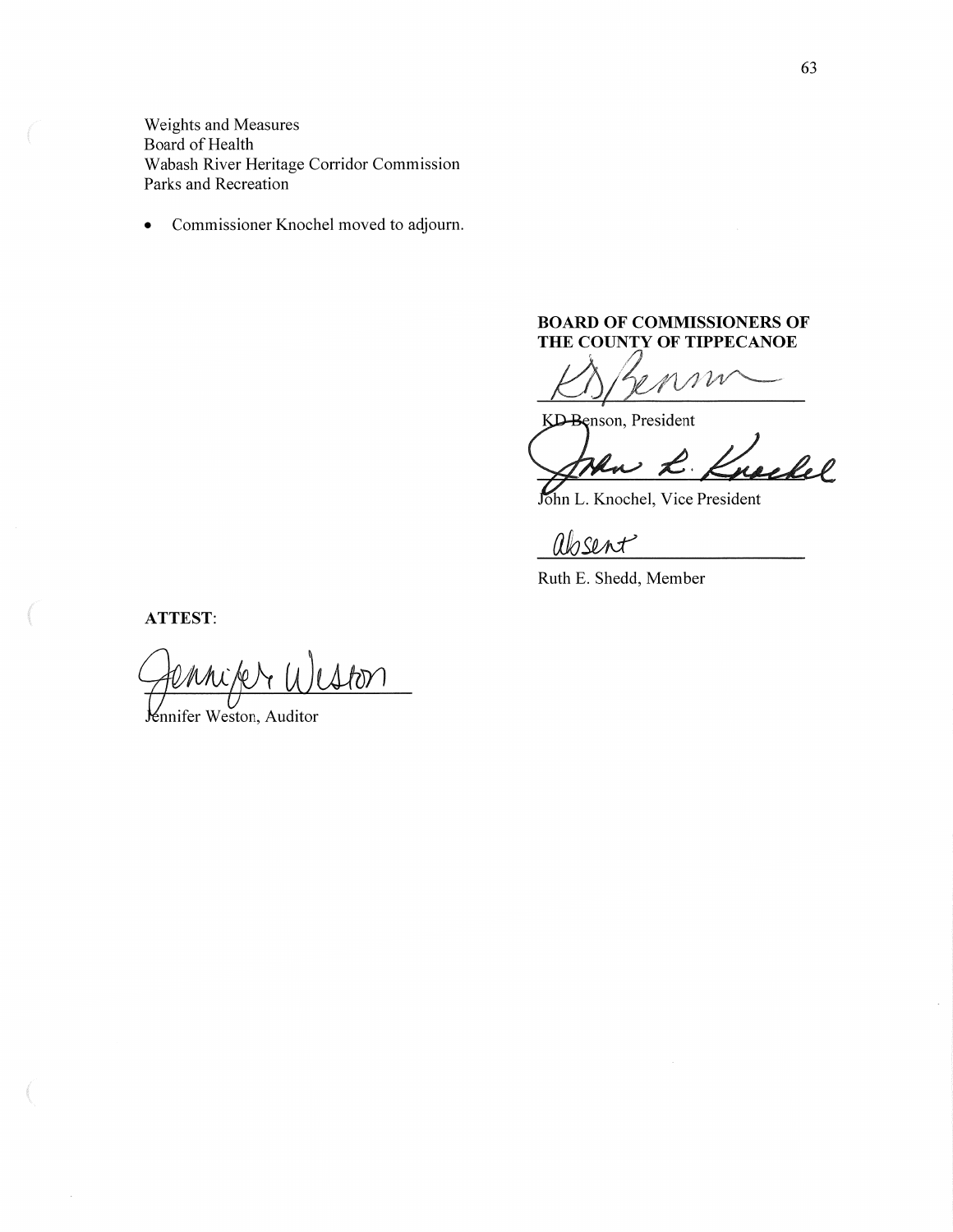Weights and Measures
Board of Health
Wabash River Heritage Corridor Commission
Parks and Recreation

- Commissioner Knochel moved to adjourn.

**BOARD OF COMMISSIONERS OF THE COUNTY OF TIPPECANOE**

KD Benson, President

John L. Knochel, Vice President

absent

Ruth E. Shedd, Member

**ATTEST**:

Jennifer Weston, Auditor